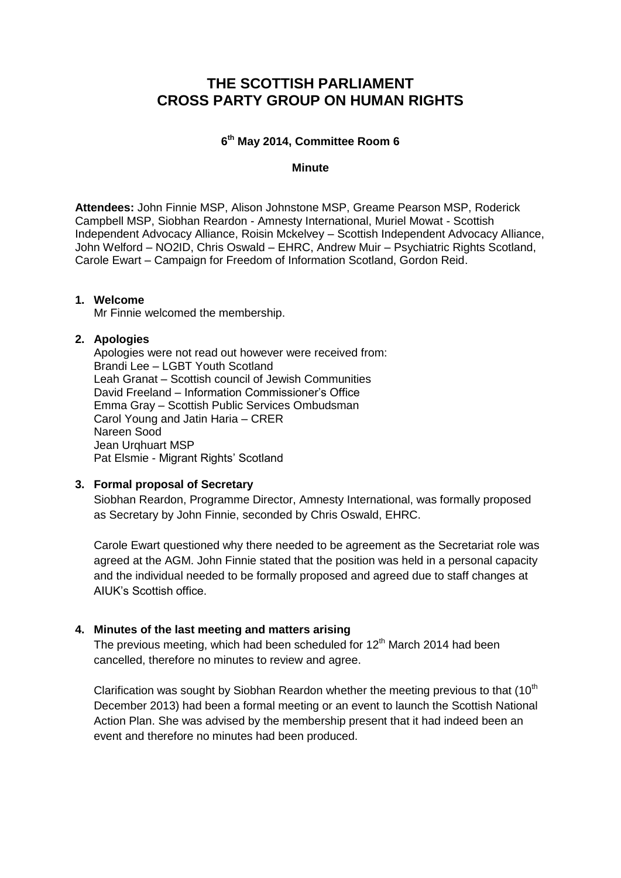# THE SCOTTISH PARLIAMENT
# CROSS PARTY GROUP ON HUMAN RIGHTS

### 6th May 2014, Committee Room 6

**Minute**

**Attendees:** John Finnie MSP, Alison Johnstone MSP, Greame Pearson MSP, Roderick Campbell MSP, Siobhan Reardon - Amnesty International, Muriel Mowat - Scottish Independent Advocacy Alliance, Roisin Mckelvey – Scottish Independent Advocacy Alliance, John Welford – NO2ID, Chris Oswald – EHRC, Andrew Muir – Psychiatric Rights Scotland, Carole Ewart – Campaign for Freedom of Information Scotland, Gordon Reid.

1. **Welcome**

   Mr Finnie welcomed the membership.

2. **Apologies**

   Apologies were not read out however were received from:
   Brandi Lee – LGBT Youth Scotland
   Leah Granat – Scottish council of Jewish Communities
   David Freeland – Information Commissioner's Office
   Emma Gray – Scottish Public Services Ombudsman
   Carol Young and Jatin Haria – CRER
   Nareen Sood
   Jean Urqhuart MSP
   Pat Elsmie - Migrant Rights' Scotland

3. **Formal proposal of Secretary**

   Siobhan Reardon, Programme Director, Amnesty International, was formally proposed as Secretary by John Finnie, seconded by Chris Oswald, EHRC.

   Carole Ewart questioned why there needed to be agreement as the Secretariat role was agreed at the AGM. John Finnie stated that the position was held in a personal capacity and the individual needed to be formally proposed and agreed due to staff changes at AIUK's Scottish office.

4. **Minutes of the last meeting and matters arising**

   The previous meeting, which had been scheduled for 12th March 2014 had been cancelled, therefore no minutes to review and agree.

   Clarification was sought by Siobhan Reardon whether the meeting previous to that (10th December 2013) had been a formal meeting or an event to launch the Scottish National Action Plan. She was advised by the membership present that it had indeed been an event and therefore no minutes had been produced.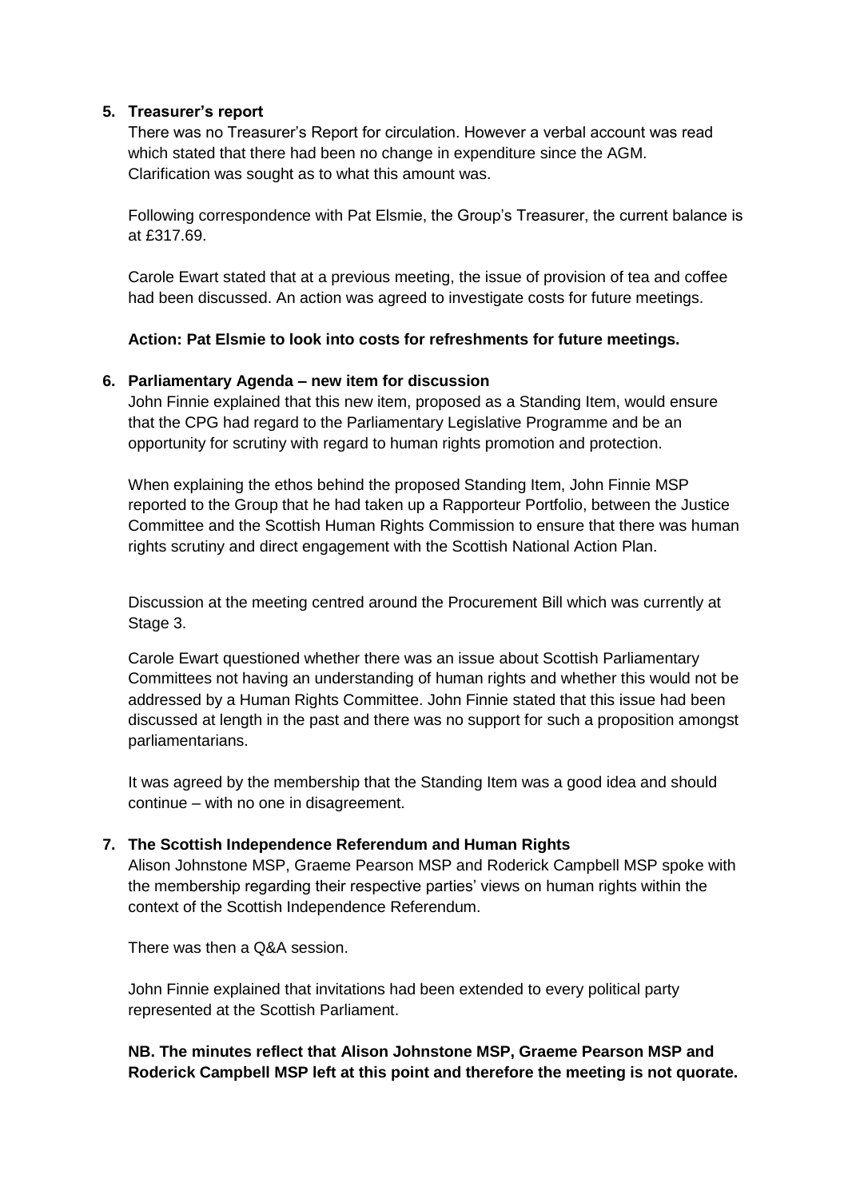**5. Treasurer's report**

There was no Treasurer's Report for circulation. However a verbal account was read which stated that there had been no change in expenditure since the AGM. Clarification was sought as to what this amount was.

Following correspondence with Pat Elsmie, the Group's Treasurer, the current balance is at £317.69.

Carole Ewart stated that at a previous meeting, the issue of provision of tea and coffee had been discussed. An action was agreed to investigate costs for future meetings.

**Action: Pat Elsmie to look into costs for refreshments for future meetings.**

**6. Parliamentary Agenda – new item for discussion**

John Finnie explained that this new item, proposed as a Standing Item, would ensure that the CPG had regard to the Parliamentary Legislative Programme and be an opportunity for scrutiny with regard to human rights promotion and protection.

When explaining the ethos behind the proposed Standing Item, John Finnie MSP reported to the Group that he had taken up a Rapporteur Portfolio, between the Justice Committee and the Scottish Human Rights Commission to ensure that there was human rights scrutiny and direct engagement with the Scottish National Action Plan.

Discussion at the meeting centred around the Procurement Bill which was currently at Stage 3.

Carole Ewart questioned whether there was an issue about Scottish Parliamentary Committees not having an understanding of human rights and whether this would not be addressed by a Human Rights Committee. John Finnie stated that this issue had been discussed at length in the past and there was no support for such a proposition amongst parliamentarians.

It was agreed by the membership that the Standing Item was a good idea and should continue – with no one in disagreement.

**7. The Scottish Independence Referendum and Human Rights**

Alison Johnstone MSP, Graeme Pearson MSP and Roderick Campbell MSP spoke with the membership regarding their respective parties' views on human rights within the context of the Scottish Independence Referendum.

There was then a Q&A session.

John Finnie explained that invitations had been extended to every political party represented at the Scottish Parliament.

**NB. The minutes reflect that Alison Johnstone MSP, Graeme Pearson MSP and Roderick Campbell MSP left at this point and therefore the meeting is not quorate.**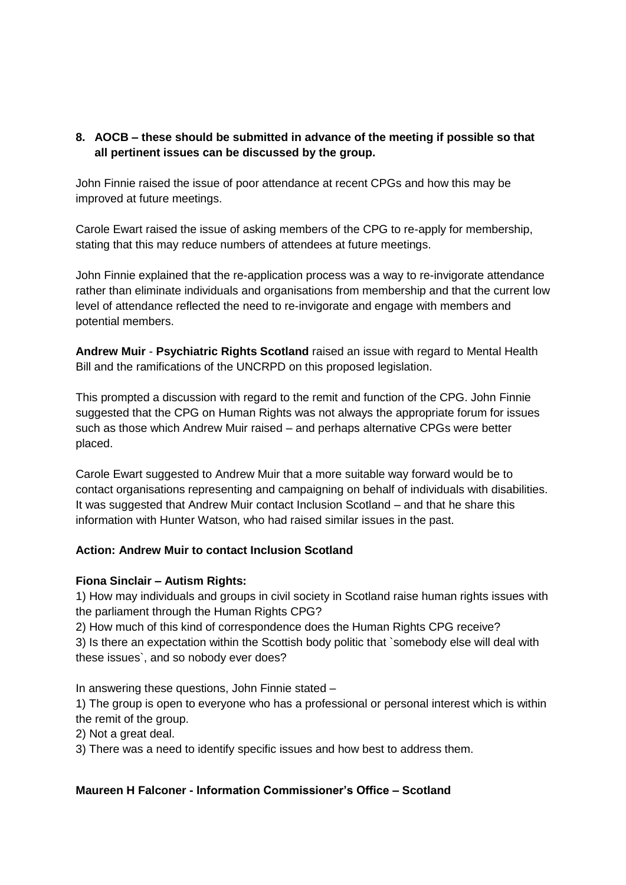**8. AOCB – these should be submitted in advance of the meeting if possible so that all pertinent issues can be discussed by the group.**

John Finnie raised the issue of poor attendance at recent CPGs and how this may be improved at future meetings.

Carole Ewart raised the issue of asking members of the CPG to re-apply for membership, stating that this may reduce numbers of attendees at future meetings.

John Finnie explained that the re-application process was a way to re-invigorate attendance rather than eliminate individuals and organisations from membership and that the current low level of attendance reflected the need to re-invigorate and engage with members and potential members.

**Andrew Muir** - **Psychiatric Rights Scotland** raised an issue with regard to Mental Health Bill and the ramifications of the UNCRPD on this proposed legislation.

This prompted a discussion with regard to the remit and function of the CPG. John Finnie suggested that the CPG on Human Rights was not always the appropriate forum for issues such as those which Andrew Muir raised – and perhaps alternative CPGs were better placed.

Carole Ewart suggested to Andrew Muir that a more suitable way forward would be to contact organisations representing and campaigning on behalf of individuals with disabilities. It was suggested that Andrew Muir contact Inclusion Scotland – and that he share this information with Hunter Watson, who had raised similar issues in the past.

**Action: Andrew Muir to contact Inclusion Scotland**

**Fiona Sinclair – Autism Rights:**

1) How may individuals and groups in civil society in Scotland raise human rights issues with the parliament through the Human Rights CPG?
2) How much of this kind of correspondence does the Human Rights CPG receive?
3) Is there an expectation within the Scottish body politic that `somebody else will deal with these issues`, and so nobody ever does?

In answering these questions, John Finnie stated –

1) The group is open to everyone who has a professional or personal interest which is within the remit of the group.
2) Not a great deal.
3) There was a need to identify specific issues and how best to address them.

**Maureen H Falconer - Information Commissioner's Office – Scotland**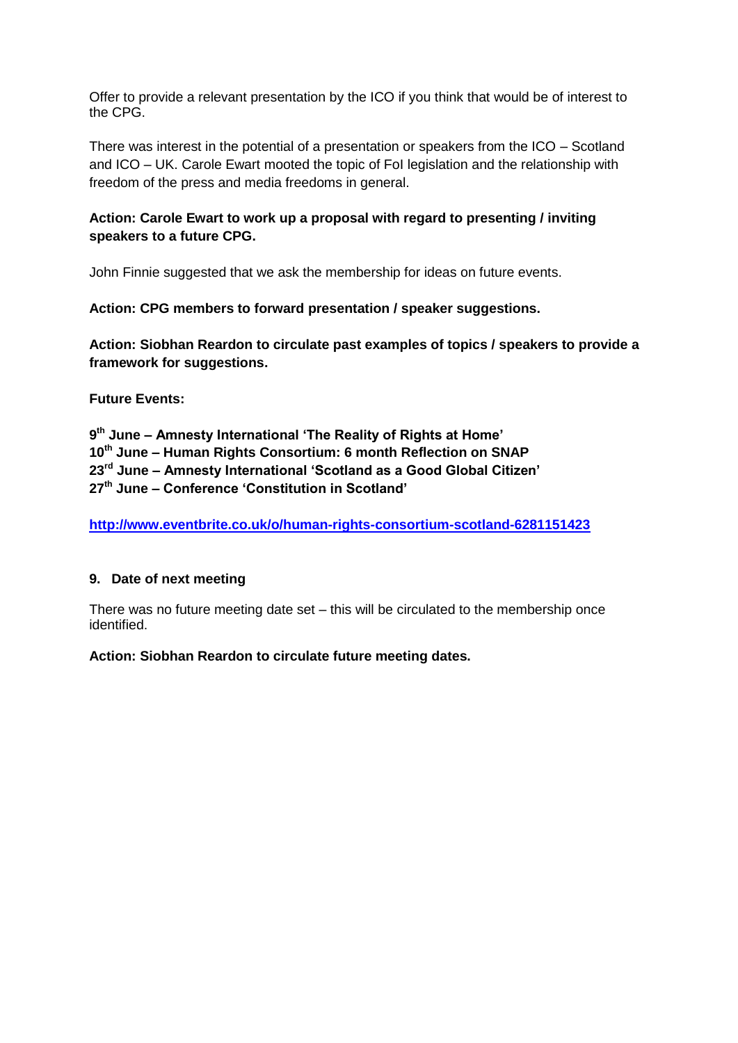Offer to provide a relevant presentation by the ICO if you think that would be of interest to the CPG.

There was interest in the potential of a presentation or speakers from the ICO – Scotland and ICO – UK. Carole Ewart mooted the topic of FoI legislation and the relationship with freedom of the press and media freedoms in general.

**Action: Carole Ewart to work up a proposal with regard to presenting / inviting speakers to a future CPG.**

John Finnie suggested that we ask the membership for ideas on future events.

**Action: CPG members to forward presentation / speaker suggestions.**

**Action: Siobhan Reardon to circulate past examples of topics / speakers to provide a framework for suggestions.**

**Future Events:**

**9th June – Amnesty International 'The Reality of Rights at Home'**
**10th June – Human Rights Consortium: 6 month Reflection on SNAP**
**23rd June – Amnesty International 'Scotland as a Good Global Citizen'**
**27th June – Conference 'Constitution in Scotland'**

**http://www.eventbrite.co.uk/o/human-rights-consortium-scotland-6281151423**

## 9. Date of next meeting

There was no future meeting date set – this will be circulated to the membership once identified.

**Action: Siobhan Reardon to circulate future meeting dates.**